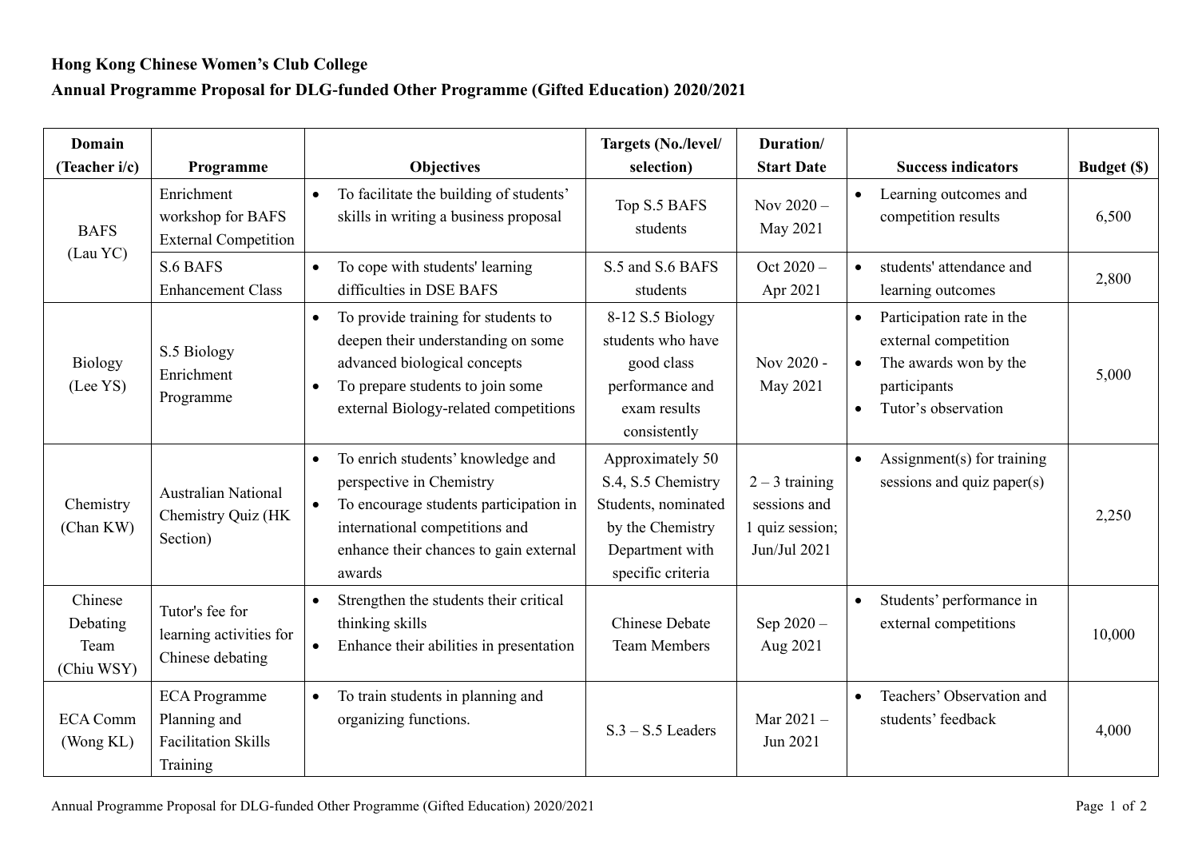**Hong Kong Chinese Women's Club College**

**Annual Programme Proposal for DLG-funded Other Programme (Gifted Education) 2020/2021**

| Domain (Teacher i/c) | Programme | Objectives | Targets (No./level/ selection) | Duration/ Start Date | Success indicators | Budget ($) |
|---|---|---|---|---|---|---|
| BAFS (Lau YC) | Enrichment workshop for BAFS External Competition | • To facilitate the building of students' skills in writing a business proposal | Top S.5 BAFS students | Nov 2020 – May 2021 | • Learning outcomes and competition results | 6,500 |
| | S.6 BAFS Enhancement Class | • To cope with students' learning difficulties in DSE BAFS | S.5 and S.6 BAFS students | Oct 2020 – Apr 2021 | • students' attendance and learning outcomes | 2,800 |
| Biology (Lee YS) | S.5 Biology Enrichment Programme | • To provide training for students to deepen their understanding on some advanced biological concepts<br>• To prepare students to join some external Biology-related competitions | 8-12 S.5 Biology students who have good class performance and exam results consistently | Nov 2020 - May 2021 | • Participation rate in the external competition<br>• The awards won by the participants<br>• Tutor's observation | 5,000 |
| Chemistry (Chan KW) | Australian National Chemistry Quiz (HK Section) | • To enrich students' knowledge and perspective in Chemistry<br>• To encourage students participation in international competitions and enhance their chances to gain external awards | Approximately 50 S.4, S.5 Chemistry Students, nominated by the Chemistry Department with specific criteria | 2 – 3 training sessions and 1 quiz session; Jun/Jul 2021 | • Assignment(s) for training sessions and quiz paper(s) | 2,250 |
| Chinese Debating Team (Chiu WSY) | Tutor's fee for learning activities for Chinese debating | • Strengthen the students their critical thinking skills<br>• Enhance their abilities in presentation | Chinese Debate Team Members | Sep 2020 – Aug 2021 | • Students' performance in external competitions | 10,000 |
| ECA Comm (Wong KL) | ECA Programme Planning and Facilitation Skills Training | • To train students in planning and organizing functions. | S.3 – S.5 Leaders | Mar 2021 – Jun 2021 | • Teachers' Observation and students' feedback | 4,000 |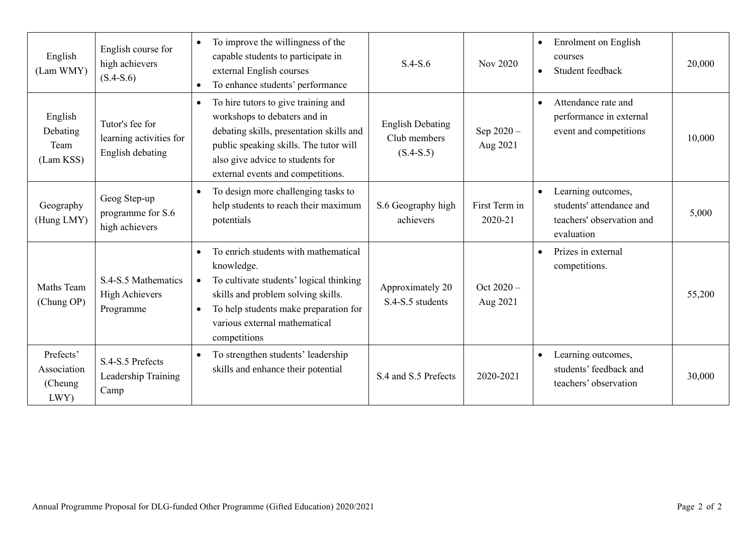| | | | | | | |
|---|---|---|---|---|---|---|
| English (Lam WMY) | English course for high achievers (S.4-S.6) | • To improve the willingness of the capable students to participate in external English courses<br>• To enhance students' performance | S.4-S.6 | Nov 2020 | • Enrolment on English courses<br>• Student feedback | 20,000 |
| English Debating Team (Lam KSS) | Tutor's fee for learning activities for English debating | • To hire tutors to give training and workshops to debaters and in debating skills, presentation skills and public speaking skills. The tutor will also give advice to students for external events and competitions. | English Debating Club members (S.4-S.5) | Sep 2020 – Aug 2021 | • Attendance rate and performance in external event and competitions | 10,000 |
| Geography (Hung LMY) | Geog Step-up programme for S.6 high achievers | • To design more challenging tasks to help students to reach their maximum potentials | S.6 Geography high achievers | First Term in 2020-21 | • Learning outcomes, students' attendance and teachers' observation and evaluation | 5,000 |
| Maths Team (Chung OP) | S.4-S.5 Mathematics High Achievers Programme | • To enrich students with mathematical knowledge.<br>• To cultivate students' logical thinking skills and problem solving skills.<br>• To help students make preparation for various external mathematical competitions | Approximately 20 S.4-S.5 students | Oct 2020 – Aug 2021 | • Prizes in external competitions. | 55,200 |
| Prefects' Association (Cheung LWY) | S.4-S.5 Prefects Leadership Training Camp | • To strengthen students' leadership skills and enhance their potential | S.4 and S.5 Prefects | 2020-2021 | • Learning outcomes, students' feedback and teachers' observation | 30,000 |